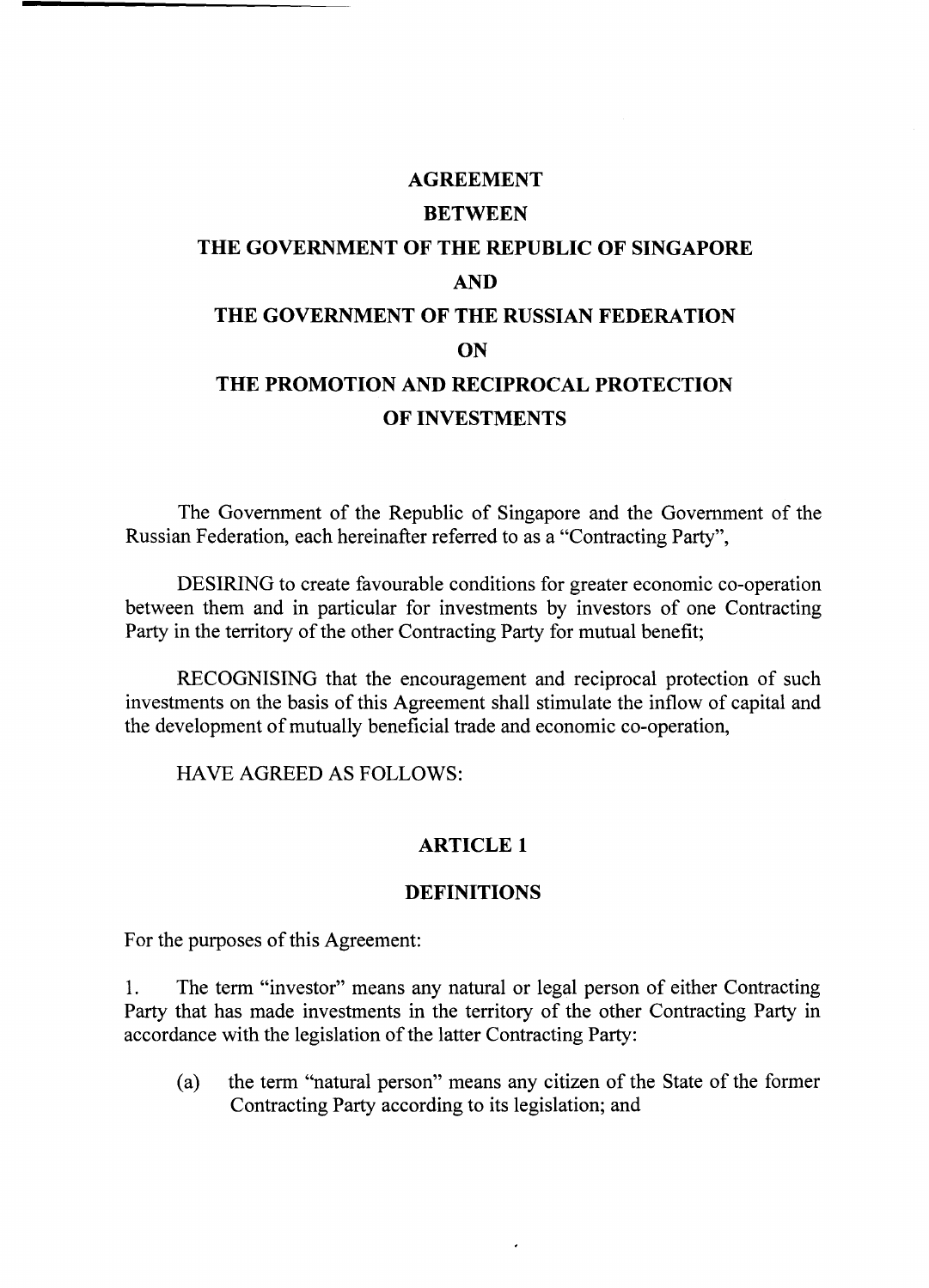# AGREEMENT

# BETWEEN

# THE GOVERNMENT OF THE REPUBLIC OF SINGAPORE

# AND

# THE GOVERNMENT OF THE RUSSIAN FEDERATION

# ON

# THE PROMOTION AND RECIPROCAL PROTECTION OF INVESTMENTS

The Government of the Republic of Singapore and the Government of the Russian Federation, each hereinafter referred to as a "Contracting Party",

DESIRING to create favourable conditions for greater economic co-operation between them and in particular for investments by investors of one Contracting Party in the territory of the other Contracting Party for mutual benefit;

RECOGNISING that the encouragement and reciprocal protection of such investments on the basis of this Agreement shall stimulate the inflow of capital and the development of mutually beneficial trade and economic co-operation,

HAVE AGREED AS FOLLOWS:

## ARTICLE 1

## DEFINITIONS

For the purposes of this Agreement:

1. The term "investor" means any natural or legal person of either Contracting Party that has made investments in the territory of the other Contracting Party in accordance with the legislation of the latter Contracting Party:

   (a) the term "natural person" means any citizen of the State of the former Contracting Party according to its legislation; and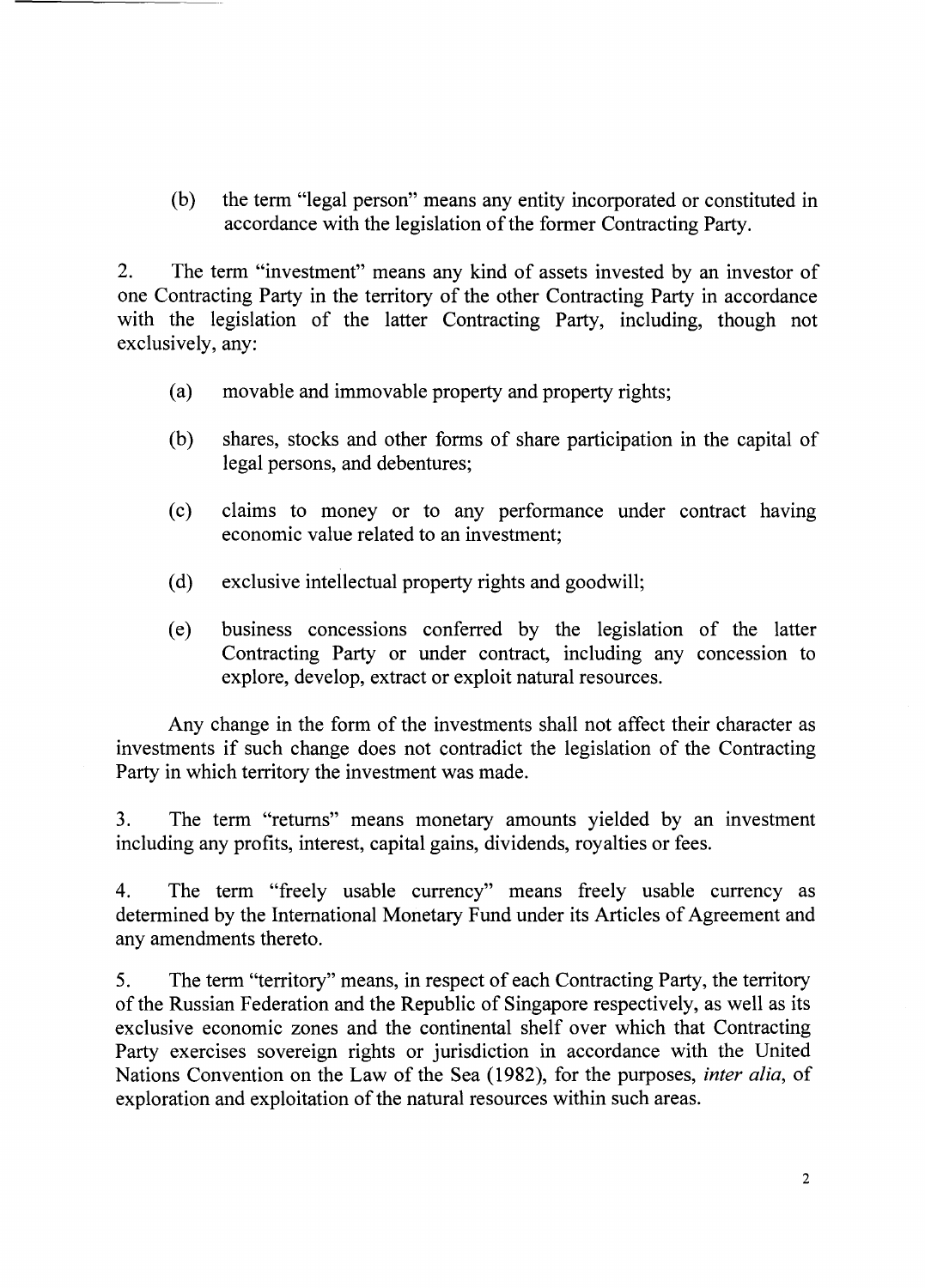(b) the term "legal person" means any entity incorporated or constituted in accordance with the legislation of the former Contracting Party.

2. The term "investment" means any kind of assets invested by an investor of one Contracting Party in the territory of the other Contracting Party in accordance with the legislation of the latter Contracting Party, including, though not exclusively, any:

(a) movable and immovable property and property rights;

(b) shares, stocks and other forms of share participation in the capital of legal persons, and debentures;

(c) claims to money or to any performance under contract having economic value related to an investment;

(d) exclusive intellectual property rights and goodwill;

(e) business concessions conferred by the legislation of the latter Contracting Party or under contract, including any concession to explore, develop, extract or exploit natural resources.

Any change in the form of the investments shall not affect their character as investments if such change does not contradict the legislation of the Contracting Party in which territory the investment was made.

3. The term "returns" means monetary amounts yielded by an investment including any profits, interest, capital gains, dividends, royalties or fees.

4. The term "freely usable currency" means freely usable currency as determined by the International Monetary Fund under its Articles of Agreement and any amendments thereto.

5. The term "territory" means, in respect of each Contracting Party, the territory of the Russian Federation and the Republic of Singapore respectively, as well as its exclusive economic zones and the continental shelf over which that Contracting Party exercises sovereign rights or jurisdiction in accordance with the United Nations Convention on the Law of the Sea (1982), for the purposes, *inter alia*, of exploration and exploitation of the natural resources within such areas.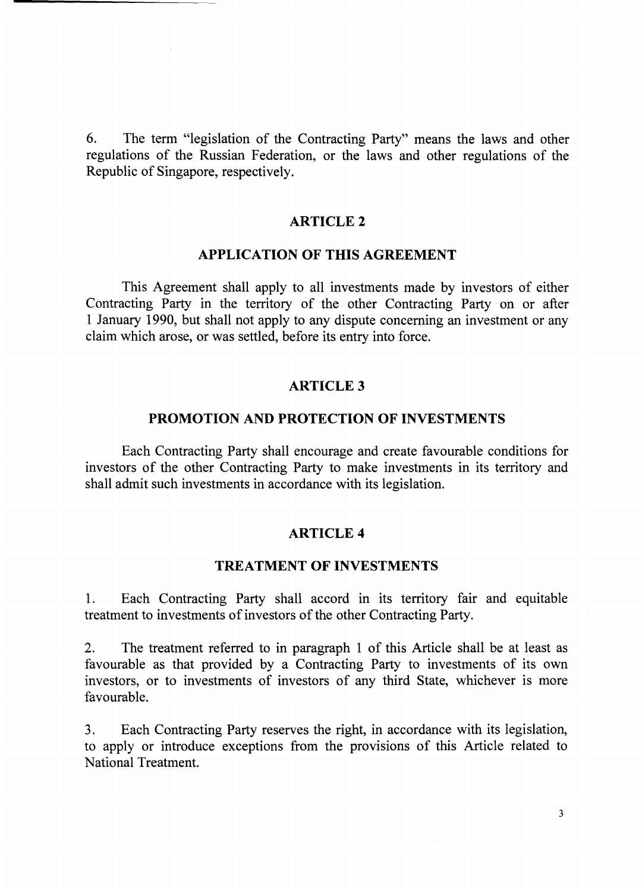6. The term "legislation of the Contracting Party" means the laws and other regulations of the Russian Federation, or the laws and other regulations of the Republic of Singapore, respectively.

## ARTICLE 2

## APPLICATION OF THIS AGREEMENT

This Agreement shall apply to all investments made by investors of either Contracting Party in the territory of the other Contracting Party on or after 1 January 1990, but shall not apply to any dispute concerning an investment or any claim which arose, or was settled, before its entry into force.

## ARTICLE 3

## PROMOTION AND PROTECTION OF INVESTMENTS

Each Contracting Party shall encourage and create favourable conditions for investors of the other Contracting Party to make investments in its territory and shall admit such investments in accordance with its legislation.

## ARTICLE 4

## TREATMENT OF INVESTMENTS

1. Each Contracting Party shall accord in its territory fair and equitable treatment to investments of investors of the other Contracting Party.

2. The treatment referred to in paragraph 1 of this Article shall be at least as favourable as that provided by a Contracting Party to investments of its own investors, or to investments of investors of any third State, whichever is more favourable.

3. Each Contracting Party reserves the right, in accordance with its legislation, to apply or introduce exceptions from the provisions of this Article related to National Treatment.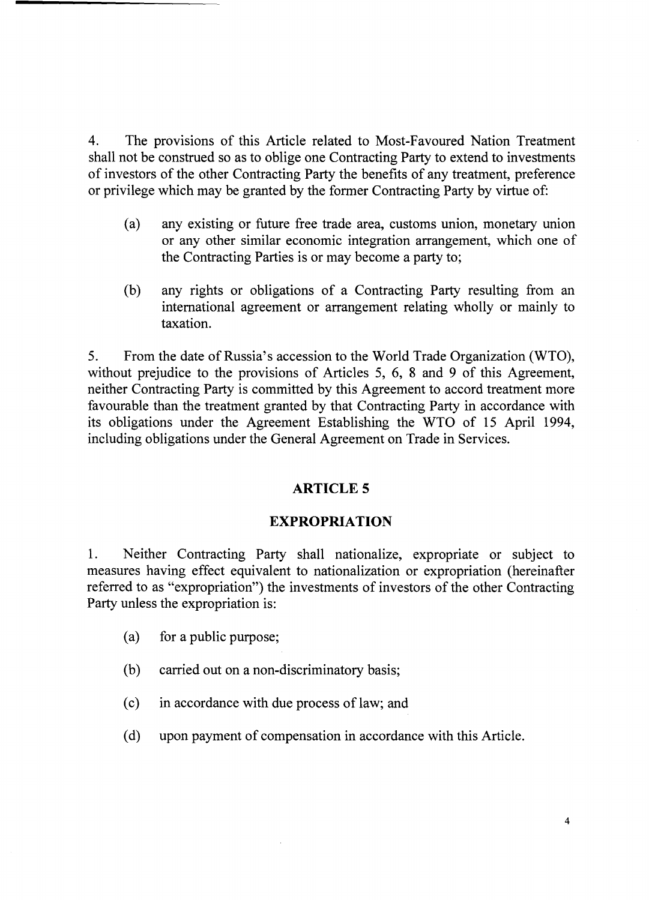4. The provisions of this Article related to Most-Favoured Nation Treatment shall not be construed so as to oblige one Contracting Party to extend to investments of investors of the other Contracting Party the benefits of any treatment, preference or privilege which may be granted by the former Contracting Party by virtue of:

(a) any existing or future free trade area, customs union, monetary union or any other similar economic integration arrangement, which one of the Contracting Parties is or may become a party to;

(b) any rights or obligations of a Contracting Party resulting from an international agreement or arrangement relating wholly or mainly to taxation.

5. From the date of Russia's accession to the World Trade Organization (WTO), without prejudice to the provisions of Articles 5, 6, 8 and 9 of this Agreement, neither Contracting Party is committed by this Agreement to accord treatment more favourable than the treatment granted by that Contracting Party in accordance with its obligations under the Agreement Establishing the WTO of 15 April 1994, including obligations under the General Agreement on Trade in Services.

## ARTICLE 5

## EXPROPRIATION

1. Neither Contracting Party shall nationalize, expropriate or subject to measures having effect equivalent to nationalization or expropriation (hereinafter referred to as "expropriation") the investments of investors of the other Contracting Party unless the expropriation is:

(a) for a public purpose;

(b) carried out on a non-discriminatory basis;

(c) in accordance with due process of law; and

(d) upon payment of compensation in accordance with this Article.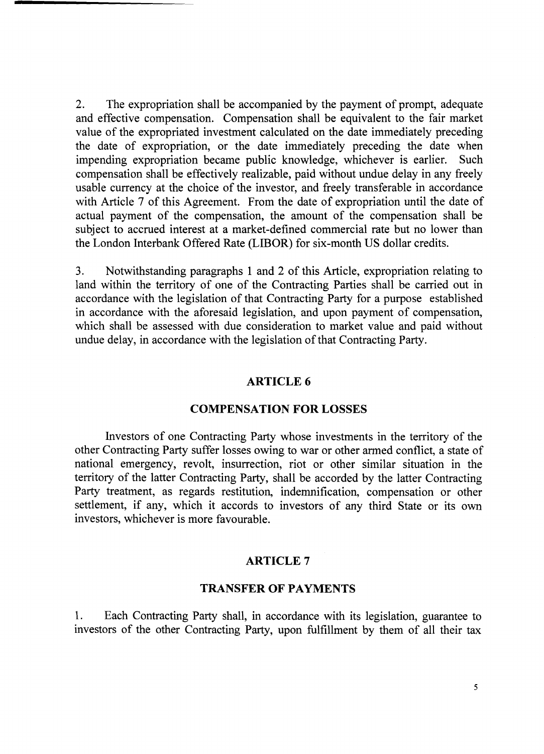2. The expropriation shall be accompanied by the payment of prompt, adequate and effective compensation. Compensation shall be equivalent to the fair market value of the expropriated investment calculated on the date immediately preceding the date of expropriation, or the date immediately preceding the date when impending expropriation became public knowledge, whichever is earlier. Such compensation shall be effectively realizable, paid without undue delay in any freely usable currency at the choice of the investor, and freely transferable in accordance with Article 7 of this Agreement. From the date of expropriation until the date of actual payment of the compensation, the amount of the compensation shall be subject to accrued interest at a market-defined commercial rate but no lower than the London Interbank Offered Rate (LIBOR) for six-month US dollar credits.

3. Notwithstanding paragraphs 1 and 2 of this Article, expropriation relating to land within the territory of one of the Contracting Parties shall be carried out in accordance with the legislation of that Contracting Party for a purpose established in accordance with the aforesaid legislation, and upon payment of compensation, which shall be assessed with due consideration to market value and paid without undue delay, in accordance with the legislation of that Contracting Party.

## ARTICLE 6

## COMPENSATION FOR LOSSES

Investors of one Contracting Party whose investments in the territory of the other Contracting Party suffer losses owing to war or other armed conflict, a state of national emergency, revolt, insurrection, riot or other similar situation in the territory of the latter Contracting Party, shall be accorded by the latter Contracting Party treatment, as regards restitution, indemnification, compensation or other settlement, if any, which it accords to investors of any third State or its own investors, whichever is more favourable.

## ARTICLE 7

## TRANSFER OF PAYMENTS

1. Each Contracting Party shall, in accordance with its legislation, guarantee to investors of the other Contracting Party, upon fulfillment by them of all their tax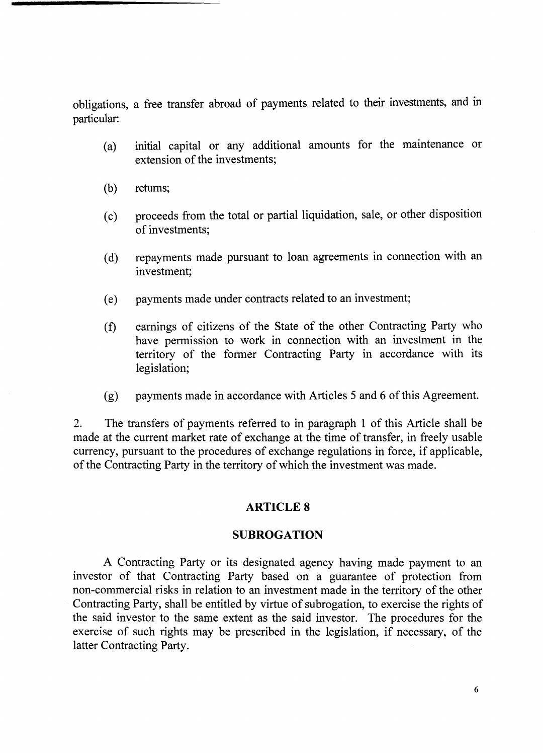obligations, a free transfer abroad of payments related to their investments, and in particular:

(a) initial capital or any additional amounts for the maintenance or extension of the investments;

(b) returns;

(c) proceeds from the total or partial liquidation, sale, or other disposition of investments;

(d) repayments made pursuant to loan agreements in connection with an investment;

(e) payments made under contracts related to an investment;

(f) earnings of citizens of the State of the other Contracting Party who have permission to work in connection with an investment in the territory of the former Contracting Party in accordance with its legislation;

(g) payments made in accordance with Articles 5 and 6 of this Agreement.

2. The transfers of payments referred to in paragraph 1 of this Article shall be made at the current market rate of exchange at the time of transfer, in freely usable currency, pursuant to the procedures of exchange regulations in force, if applicable, of the Contracting Party in the territory of which the investment was made.

## ARTICLE 8

## SUBROGATION

A Contracting Party or its designated agency having made payment to an investor of that Contracting Party based on a guarantee of protection from non-commercial risks in relation to an investment made in the territory of the other Contracting Party, shall be entitled by virtue of subrogation, to exercise the rights of the said investor to the same extent as the said investor. The procedures for the exercise of such rights may be prescribed in the legislation, if necessary, of the latter Contracting Party.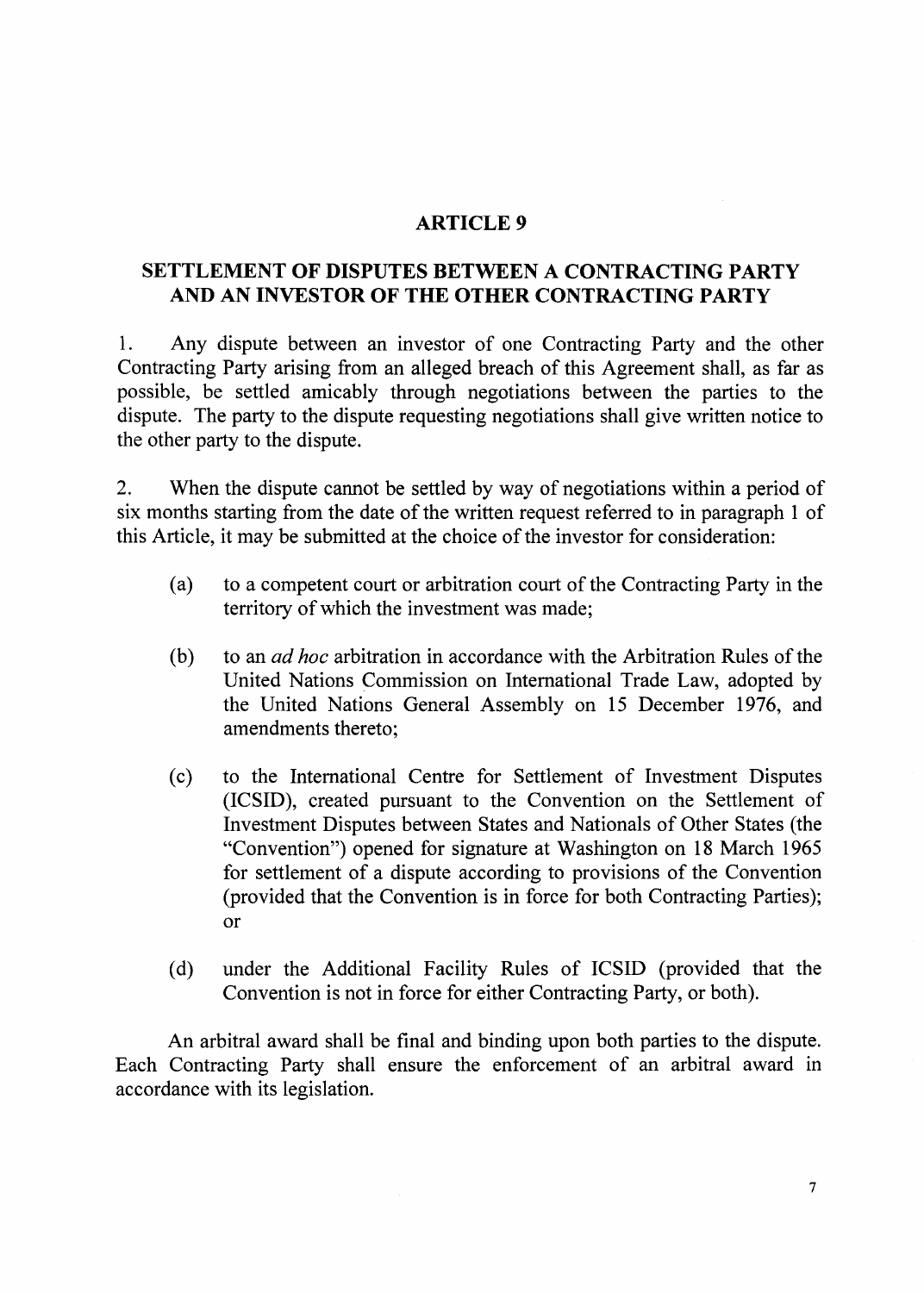## ARTICLE 9

## SETTLEMENT OF DISPUTES BETWEEN A CONTRACTING PARTY AND AN INVESTOR OF THE OTHER CONTRACTING PARTY

1. Any dispute between an investor of one Contracting Party and the other Contracting Party arising from an alleged breach of this Agreement shall, as far as possible, be settled amicably through negotiations between the parties to the dispute. The party to the dispute requesting negotiations shall give written notice to the other party to the dispute.

2. When the dispute cannot be settled by way of negotiations within a period of six months starting from the date of the written request referred to in paragraph 1 of this Article, it may be submitted at the choice of the investor for consideration:

  (a) to a competent court or arbitration court of the Contracting Party in the territory of which the investment was made;

  (b) to an *ad hoc* arbitration in accordance with the Arbitration Rules of the United Nations Commission on International Trade Law, adopted by the United Nations General Assembly on 15 December 1976, and amendments thereto;

  (c) to the International Centre for Settlement of Investment Disputes (ICSID), created pursuant to the Convention on the Settlement of Investment Disputes between States and Nationals of Other States (the "Convention") opened for signature at Washington on 18 March 1965 for settlement of a dispute according to provisions of the Convention (provided that the Convention is in force for both Contracting Parties); or

  (d) under the Additional Facility Rules of ICSID (provided that the Convention is not in force for either Contracting Party, or both).

An arbitral award shall be final and binding upon both parties to the dispute. Each Contracting Party shall ensure the enforcement of an arbitral award in accordance with its legislation.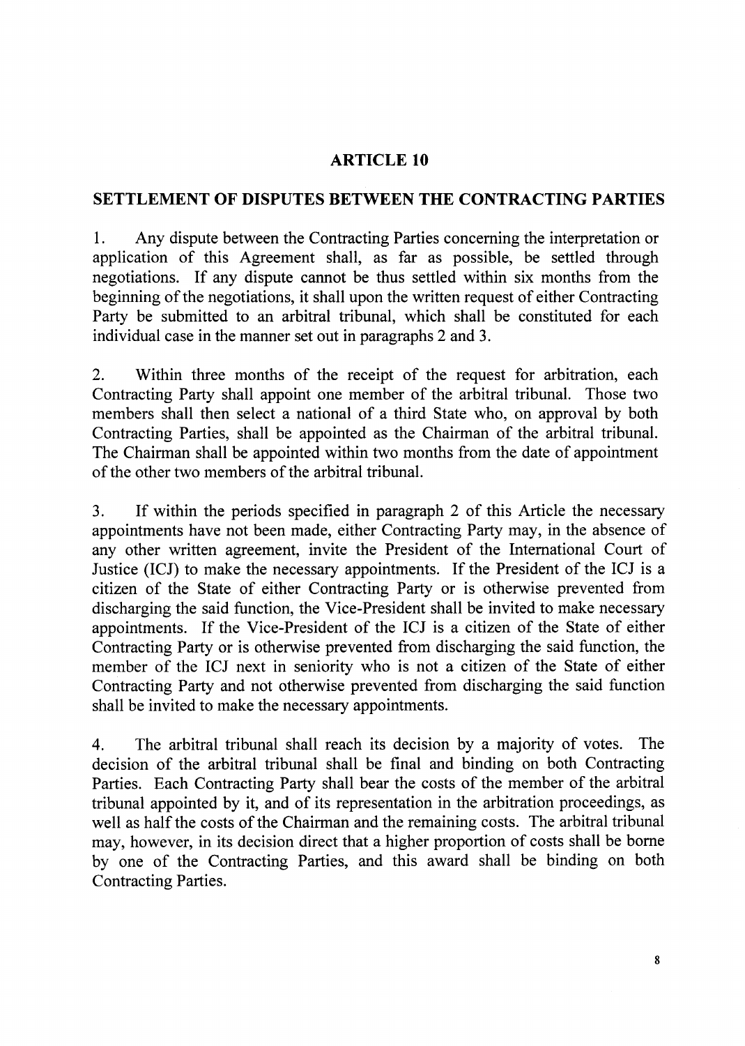## ARTICLE 10

## SETTLEMENT OF DISPUTES BETWEEN THE CONTRACTING PARTIES

1. Any dispute between the Contracting Parties concerning the interpretation or application of this Agreement shall, as far as possible, be settled through negotiations. If any dispute cannot be thus settled within six months from the beginning of the negotiations, it shall upon the written request of either Contracting Party be submitted to an arbitral tribunal, which shall be constituted for each individual case in the manner set out in paragraphs 2 and 3.

2. Within three months of the receipt of the request for arbitration, each Contracting Party shall appoint one member of the arbitral tribunal. Those two members shall then select a national of a third State who, on approval by both Contracting Parties, shall be appointed as the Chairman of the arbitral tribunal. The Chairman shall be appointed within two months from the date of appointment of the other two members of the arbitral tribunal.

3. If within the periods specified in paragraph 2 of this Article the necessary appointments have not been made, either Contracting Party may, in the absence of any other written agreement, invite the President of the International Court of Justice (ICJ) to make the necessary appointments. If the President of the ICJ is a citizen of the State of either Contracting Party or is otherwise prevented from discharging the said function, the Vice-President shall be invited to make necessary appointments. If the Vice-President of the ICJ is a citizen of the State of either Contracting Party or is otherwise prevented from discharging the said function, the member of the ICJ next in seniority who is not a citizen of the State of either Contracting Party and not otherwise prevented from discharging the said function shall be invited to make the necessary appointments.

4. The arbitral tribunal shall reach its decision by a majority of votes. The decision of the arbitral tribunal shall be final and binding on both Contracting Parties. Each Contracting Party shall bear the costs of the member of the arbitral tribunal appointed by it, and of its representation in the arbitration proceedings, as well as half the costs of the Chairman and the remaining costs. The arbitral tribunal may, however, in its decision direct that a higher proportion of costs shall be borne by one of the Contracting Parties, and this award shall be binding on both Contracting Parties.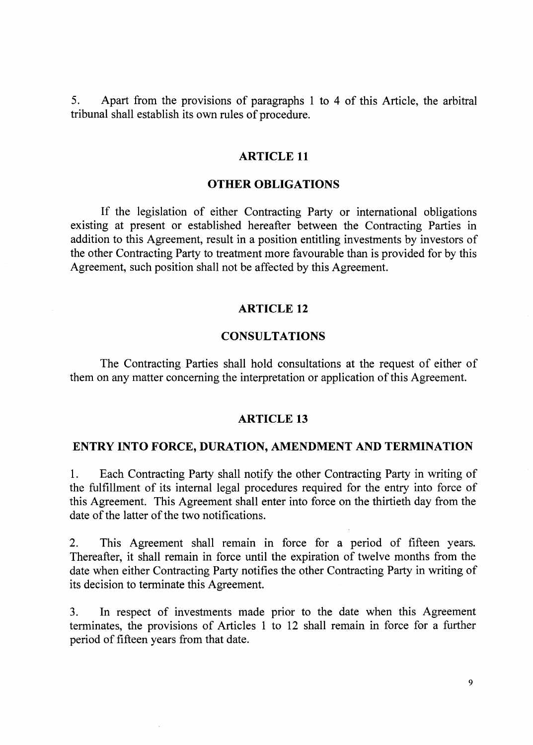5. Apart from the provisions of paragraphs 1 to 4 of this Article, the arbitral tribunal shall establish its own rules of procedure.

## ARTICLE 11

## OTHER OBLIGATIONS

If the legislation of either Contracting Party or international obligations existing at present or established hereafter between the Contracting Parties in addition to this Agreement, result in a position entitling investments by investors of the other Contracting Party to treatment more favourable than is provided for by this Agreement, such position shall not be affected by this Agreement.

## ARTICLE 12

## CONSULTATIONS

The Contracting Parties shall hold consultations at the request of either of them on any matter concerning the interpretation or application of this Agreement.

## ARTICLE 13

## ENTRY INTO FORCE, DURATION, AMENDMENT AND TERMINATION

1. Each Contracting Party shall notify the other Contracting Party in writing of the fulfillment of its internal legal procedures required for the entry into force of this Agreement. This Agreement shall enter into force on the thirtieth day from the date of the latter of the two notifications.

2. This Agreement shall remain in force for a period of fifteen years. Thereafter, it shall remain in force until the expiration of twelve months from the date when either Contracting Party notifies the other Contracting Party in writing of its decision to terminate this Agreement.

3. In respect of investments made prior to the date when this Agreement terminates, the provisions of Articles 1 to 12 shall remain in force for a further period of fifteen years from that date.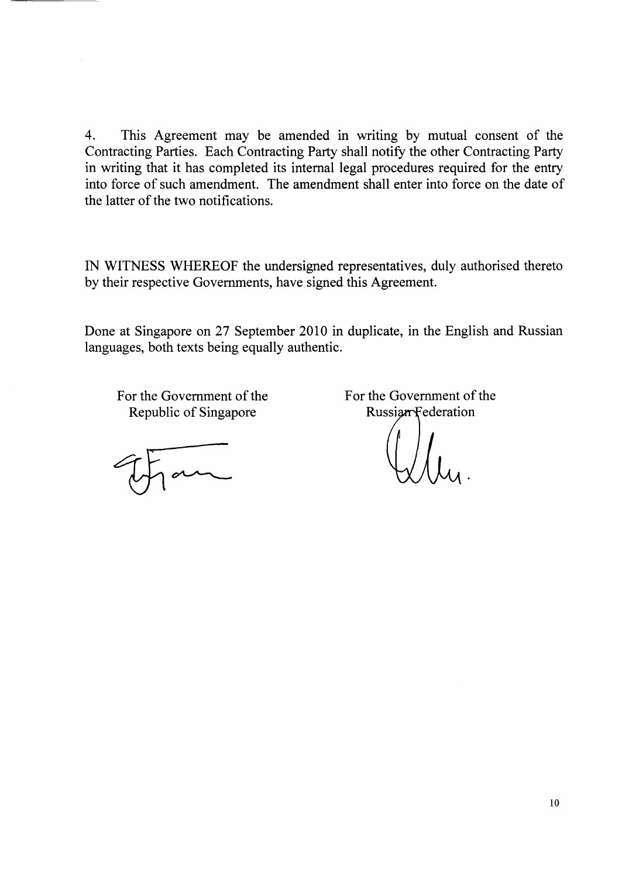4. This Agreement may be amended in writing by mutual consent of the Contracting Parties. Each Contracting Party shall notify the other Contracting Party in writing that it has completed its internal legal procedures required for the entry into force of such amendment. The amendment shall enter into force on the date of the latter of the two notifications.

IN WITNESS WHEREOF the undersigned representatives, duly authorised thereto by their respective Governments, have signed this Agreement.

Done at Singapore on 27 September 2010 in duplicate, in the English and Russian languages, both texts being equally authentic.

| | |
|---|---|
| For the Government of the Republic of Singapore | For the Government of the Russian Federation |